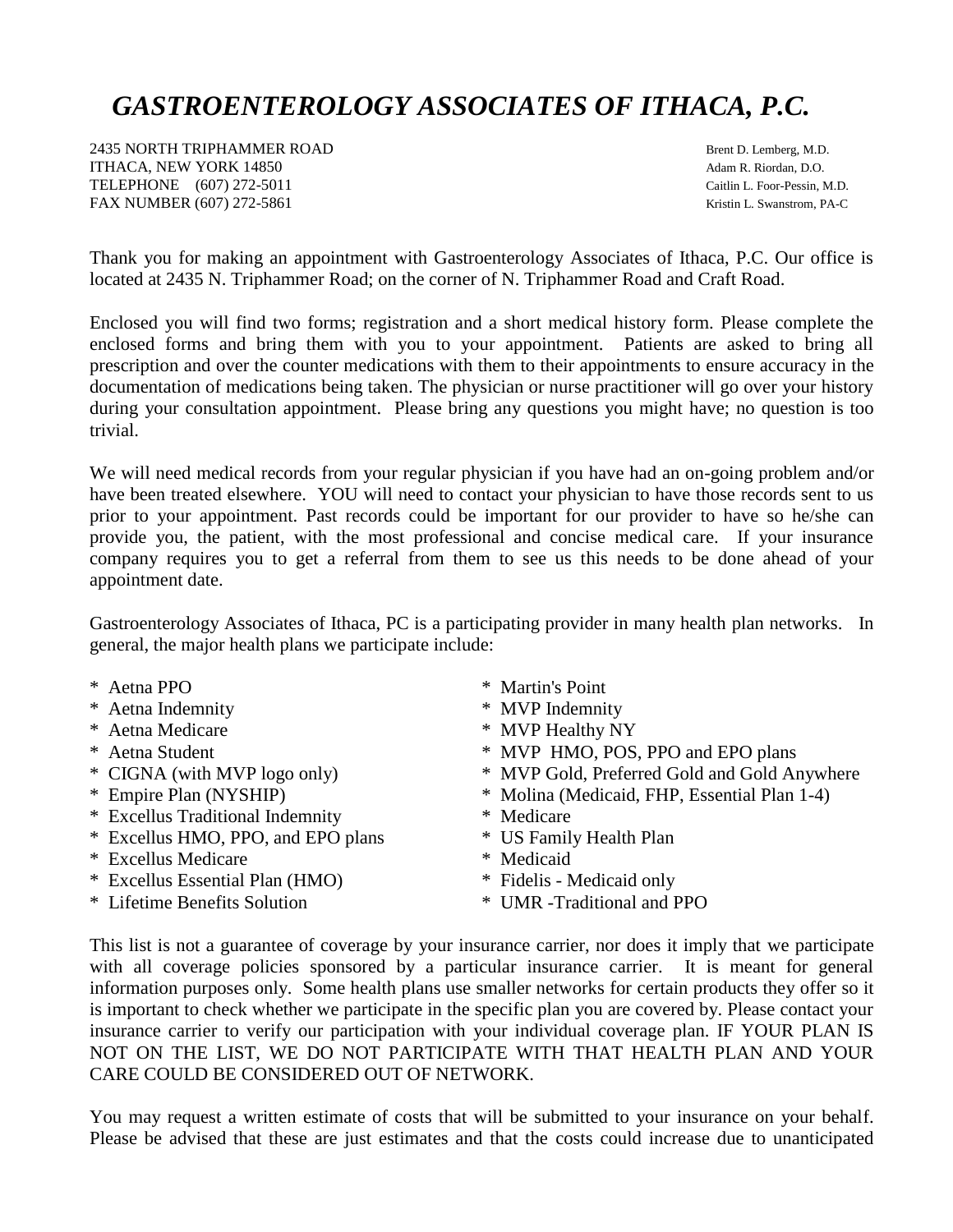# *GASTROENTEROLOGY ASSOCIATES OF ITHACA, P.C.*

2435 NORTH TRIPHAMMER ROAD
ITHACA, NEW YORK 14850
TELEPHONE (607) 272-5011
FAX NUMBER (607) 272-5861

Brent D. Lemberg, M.D.
Adam R. Riordan, D.O.
Caitlin L. Foor-Pessin, M.D.
Kristin L. Swanstrom, PA-C

Thank you for making an appointment with Gastroenterology Associates of Ithaca, P.C. Our office is located at 2435 N. Triphammer Road; on the corner of N. Triphammer Road and Craft Road.

Enclosed you will find two forms; registration and a short medical history form. Please complete the enclosed forms and bring them with you to your appointment. Patients are asked to bring all prescription and over the counter medications with them to their appointments to ensure accuracy in the documentation of medications being taken. The physician or nurse practitioner will go over your history during your consultation appointment. Please bring any questions you might have; no question is too trivial.

We will need medical records from your regular physician if you have had an on-going problem and/or have been treated elsewhere. YOU will need to contact your physician to have those records sent to us prior to your appointment. Past records could be important for our provider to have so he/she can provide you, the patient, with the most professional and concise medical care. If your insurance company requires you to get a referral from them to see us this needs to be done ahead of your appointment date.

Gastroenterology Associates of Ithaca, PC is a participating provider in many health plan networks. In general, the major health plans we participate include:

- Aetna PPO
- Aetna Indemnity
- Aetna Medicare
- Aetna Student
- CIGNA (with MVP logo only)
- Empire Plan (NYSHIP)
- Excellus Traditional Indemnity
- Excellus HMO, PPO, and EPO plans
- Excellus Medicare
- Excellus Essential Plan (HMO)
- Lifetime Benefits Solution
- Martin's Point
- MVP Indemnity
- MVP Healthy NY
- MVP HMO, POS, PPO and EPO plans
- MVP Gold, Preferred Gold and Gold Anywhere
- Molina (Medicaid, FHP, Essential Plan 1-4)
- Medicare
- US Family Health Plan
- Medicaid
- Fidelis - Medicaid only
- UMR -Traditional and PPO

This list is not a guarantee of coverage by your insurance carrier, nor does it imply that we participate with all coverage policies sponsored by a particular insurance carrier. It is meant for general information purposes only. Some health plans use smaller networks for certain products they offer so it is important to check whether we participate in the specific plan you are covered by. Please contact your insurance carrier to verify our participation with your individual coverage plan. IF YOUR PLAN IS NOT ON THE LIST, WE DO NOT PARTICIPATE WITH THAT HEALTH PLAN AND YOUR CARE COULD BE CONSIDERED OUT OF NETWORK.

You may request a written estimate of costs that will be submitted to your insurance on your behalf. Please be advised that these are just estimates and that the costs could increase due to unanticipated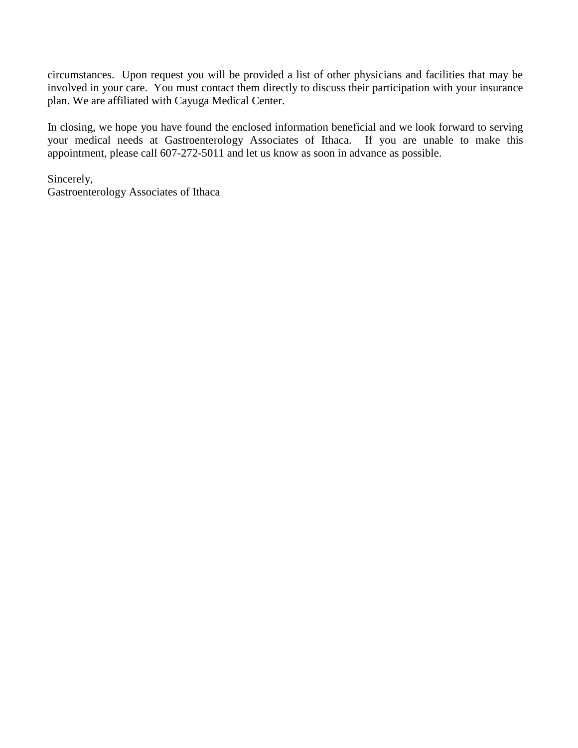circumstances. Upon request you will be provided a list of other physicians and facilities that may be involved in your care. You must contact them directly to discuss their participation with your insurance plan. We are affiliated with Cayuga Medical Center.

In closing, we hope you have found the enclosed information beneficial and we look forward to serving your medical needs at Gastroenterology Associates of Ithaca. If you are unable to make this appointment, please call 607-272-5011 and let us know as soon in advance as possible.

Sincerely,
Gastroenterology Associates of Ithaca